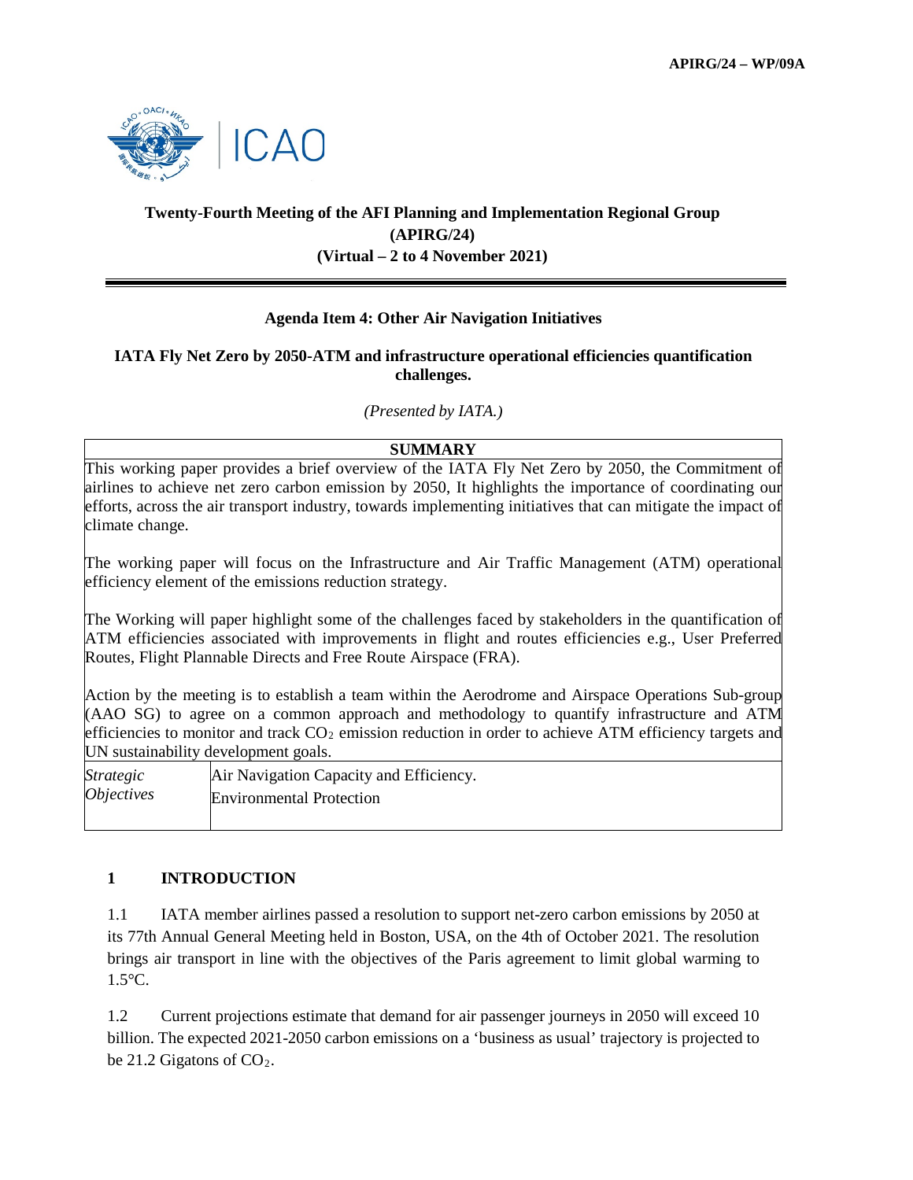APIRG/24 – WP/09A

# Twenty-Fourth Meeting of the AFI Planning and Implementation Regional Group (APIRG/24)
## (Virtual – 2 to 4 November 2021)

### Agenda Item 4: Other Air Navigation Initiatives

### IATA Fly Net Zero by 2050-ATM and infrastructure operational efficiencies quantification challenges.

*(Presented by IATA.)*

| **SUMMARY** | |
|---|---|
| This working paper provides a brief overview of the IATA Fly Net Zero by 2050, the Commitment of airlines to achieve net zero carbon emission by 2050, It highlights the importance of coordinating our efforts, across the air transport industry, towards implementing initiatives that can mitigate the impact of climate change.<br><br>The working paper will focus on the Infrastructure and Air Traffic Management (ATM) operational efficiency element of the emissions reduction strategy.<br><br>The Working will paper highlight some of the challenges faced by stakeholders in the quantification of ATM efficiencies associated with improvements in flight and routes efficiencies e.g., User Preferred Routes, Flight Plannable Directs and Free Route Airspace (FRA).<br><br>Action by the meeting is to establish a team within the Aerodrome and Airspace Operations Sub-group (AAO SG) to agree on a common approach and methodology to quantify infrastructure and ATM efficiencies to monitor and track $CO_2$ emission reduction in order to achieve ATM efficiency targets and UN sustainability development goals. | |
| *Strategic Objectives* | Air Navigation Capacity and Efficiency.<br>Environmental Protection |

## 1 INTRODUCTION

1.1 IATA member airlines passed a resolution to support net-zero carbon emissions by 2050 at its 77th Annual General Meeting held in Boston, USA, on the 4th of October 2021. The resolution brings air transport in line with the objectives of the Paris agreement to limit global warming to 1.5°C.

1.2 Current projections estimate that demand for air passenger journeys in 2050 will exceed 10 billion. The expected 2021-2050 carbon emissions on a 'business as usual' trajectory is projected to be 21.2 Gigatons of $CO_2$.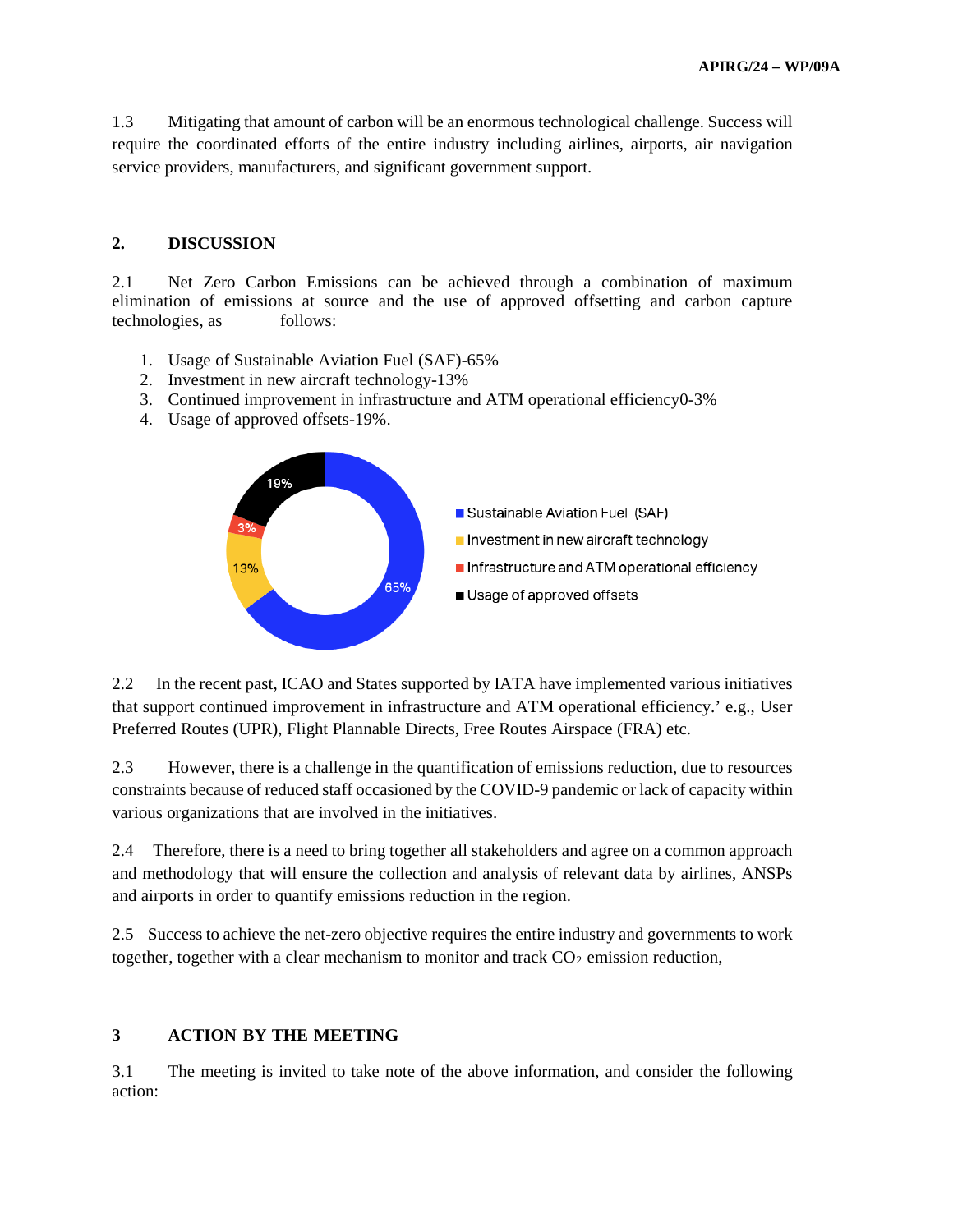1.3 Mitigating that amount of carbon will be an enormous technological challenge. Success will require the coordinated efforts of the entire industry including airlines, airports, air navigation service providers, manufacturers, and significant government support.

## 2. DISCUSSION

2.1 Net Zero Carbon Emissions can be achieved through a combination of maximum elimination of emissions at source and the use of approved offsetting and carbon capture technologies, as follows:

1. Usage of Sustainable Aviation Fuel (SAF)-65%
2. Investment in new aircraft technology-13%
3. Continued improvement in infrastructure and ATM operational efficiency0-3%
4. Usage of approved offsets-19%.

2.2 In the recent past, ICAO and States supported by IATA have implemented various initiatives that support continued improvement in infrastructure and ATM operational efficiency.' e.g., User Preferred Routes (UPR), Flight Plannable Directs, Free Routes Airspace (FRA) etc.

2.3 However, there is a challenge in the quantification of emissions reduction, due to resources constraints because of reduced staff occasioned by the COVID-9 pandemic or lack of capacity within various organizations that are involved in the initiatives.

2.4 Therefore, there is a need to bring together all stakeholders and agree on a common approach and methodology that will ensure the collection and analysis of relevant data by airlines, ANSPs and airports in order to quantify emissions reduction in the region.

2.5 Success to achieve the net-zero objective requires the entire industry and governments to work together, together with a clear mechanism to monitor and track $CO_2$ emission reduction,

## 3 ACTION BY THE MEETING

3.1 The meeting is invited to take note of the above information, and consider the following action: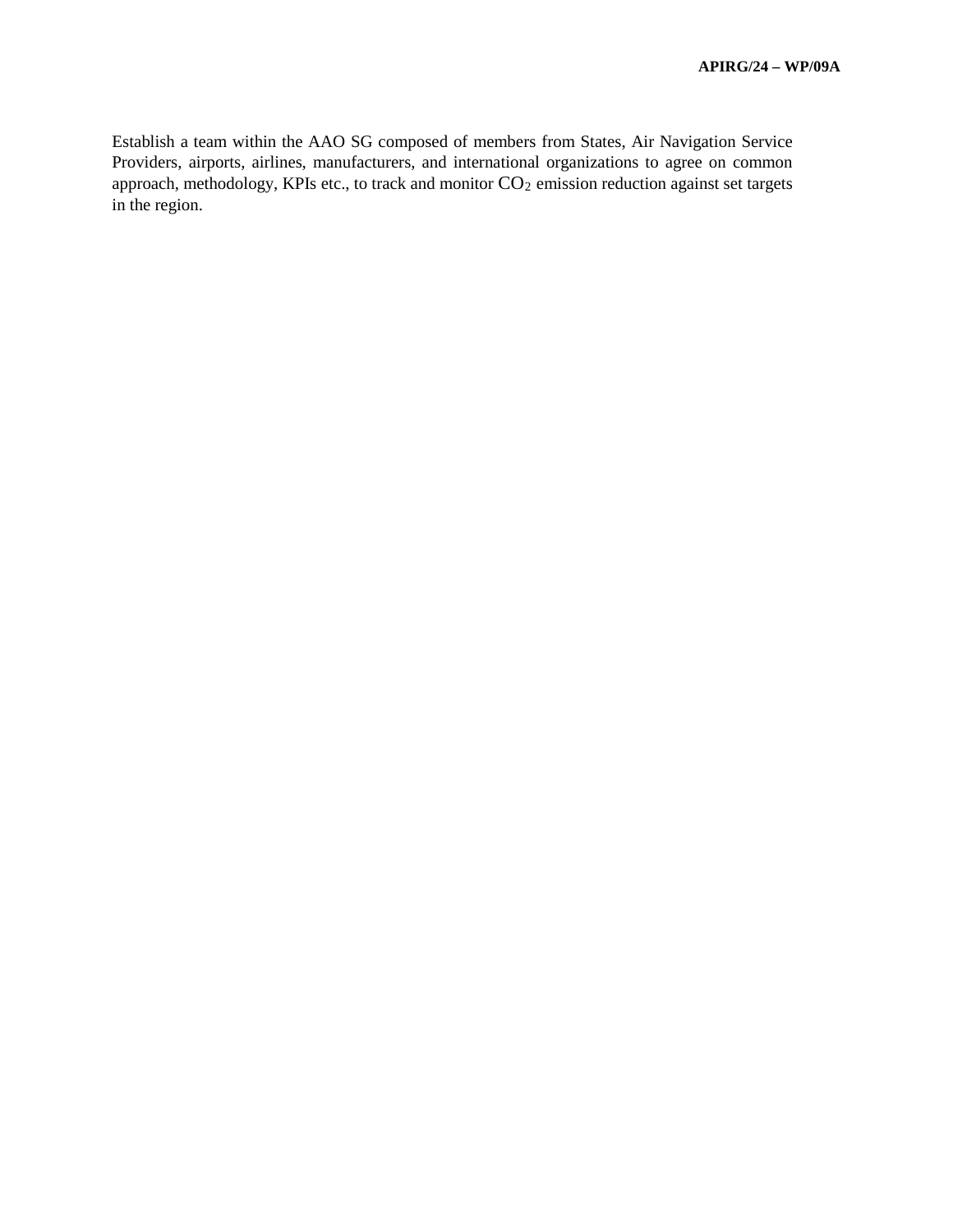Establish a team within the AAO SG composed of members from States, Air Navigation Service Providers, airports, airlines, manufacturers, and international organizations to agree on common approach, methodology, KPIs etc., to track and monitor $CO_2$ emission reduction against set targets in the region.